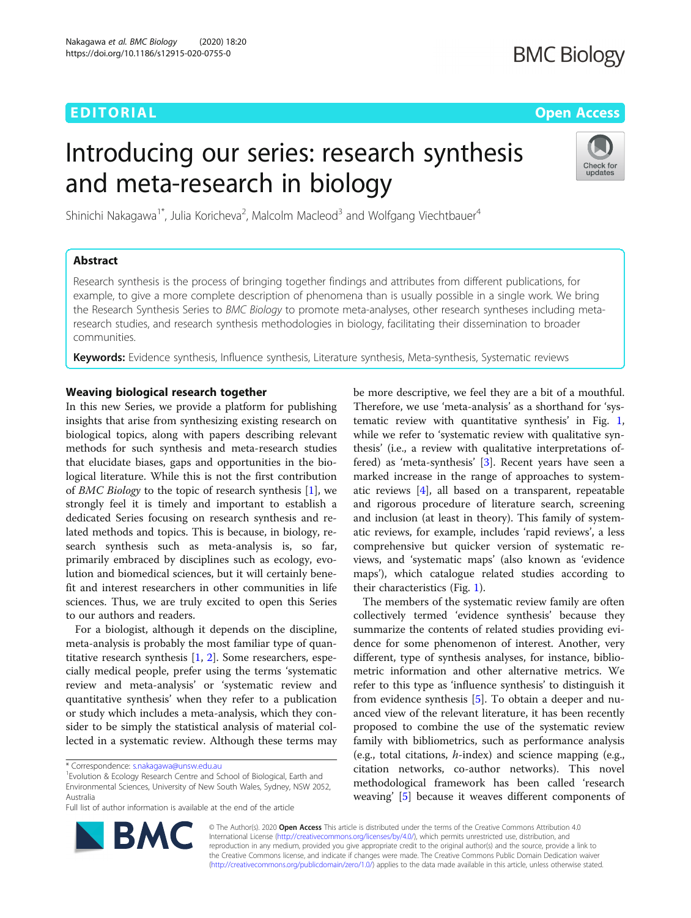EDITORIAL

Open Access

# Introducing our series: research synthesis and meta-research in biology

Shinichi Nakagawa[1*], Julia Koricheva[2], Malcolm Macleod[3] and Wolfgang Viechtbauer[4]

## Abstract

Research synthesis is the process of bringing together findings and attributes from different publications, for example, to give a more complete description of phenomena than is usually possible in a single work. We bring the Research Synthesis Series to *BMC Biology* to promote meta-analyses, other research syntheses including meta-research studies, and research synthesis methodologies in biology, facilitating their dissemination to broader communities.

**Keywords:** Evidence synthesis, Influence synthesis, Literature synthesis, Meta-synthesis, Systematic reviews

## Weaving biological research together

In this new Series, we provide a platform for publishing insights that arise from synthesizing existing research on biological topics, along with papers describing relevant methods for such synthesis and meta-research studies that elucidate biases, gaps and opportunities in the biological literature. While this is not the first contribution of *BMC Biology* to the topic of research synthesis [1], we strongly feel it is timely and important to establish a dedicated Series focusing on research synthesis and related methods and topics. This is because, in biology, research synthesis such as meta-analysis is, so far, primarily embraced by disciplines such as ecology, evolution and biomedical sciences, but it will certainly benefit and interest researchers in other communities in life sciences. Thus, we are truly excited to open this Series to our authors and readers.

For a biologist, although it depends on the discipline, meta-analysis is probably the most familiar type of quantitative research synthesis [1, 2]. Some researchers, especially medical people, prefer using the terms 'systematic review and meta-analysis' or 'systematic review and quantitative synthesis' when they refer to a publication or study which includes a meta-analysis, which they consider to be simply the statistical analysis of material collected in a systematic review. Although these terms may be more descriptive, we feel they are a bit of a mouthful. Therefore, we use 'meta-analysis' as a shorthand for 'systematic review with quantitative synthesis' in Fig. 1, while we refer to 'systematic review with qualitative synthesis' (i.e., a review with qualitative interpretations offered) as 'meta-synthesis' [3]. Recent years have seen a marked increase in the range of approaches to systematic reviews [4], all based on a transparent, repeatable and rigorous procedure of literature search, screening and inclusion (at least in theory). This family of systematic reviews, for example, includes 'rapid reviews', a less comprehensive but quicker version of systematic reviews, and 'systematic maps' (also known as 'evidence maps'), which catalogue related studies according to their characteristics (Fig. 1).

The members of the systematic review family are often collectively termed 'evidence synthesis' because they summarize the contents of related studies providing evidence for some phenomenon of interest. Another, very different, type of synthesis analyses, for instance, bibliometric information and other alternative metrics. We refer to this type as 'influence synthesis' to distinguish it from evidence synthesis [5]. To obtain a deeper and nuanced view of the relevant literature, it has been recently proposed to combine the use of the systematic review family with bibliometrics, such as performance analysis (e.g., total citations, *h*-index) and science mapping (e.g., citation networks, co-author networks). This novel methodological framework has been called 'research weaving' [5] because it weaves different components of

\* Correspondence: s.nakagawa@unsw.edu.au
[1]Evolution & Ecology Research Centre and School of Biological, Earth and Environmental Sciences, University of New South Wales, Sydney, NSW 2052, Australia
Full list of author information is available at the end of the article

© The Author(s). 2020 **Open Access** This article is distributed under the terms of the Creative Commons Attribution 4.0 International License (http://creativecommons.org/licenses/by/4.0/), which permits unrestricted use, distribution, and reproduction in any medium, provided you give appropriate credit to the original author(s) and the source, provide a link to the Creative Commons license, and indicate if changes were made. The Creative Commons Public Domain Dedication waiver (http://creativecommons.org/publicdomain/zero/1.0/) applies to the data made available in this article, unless otherwise stated.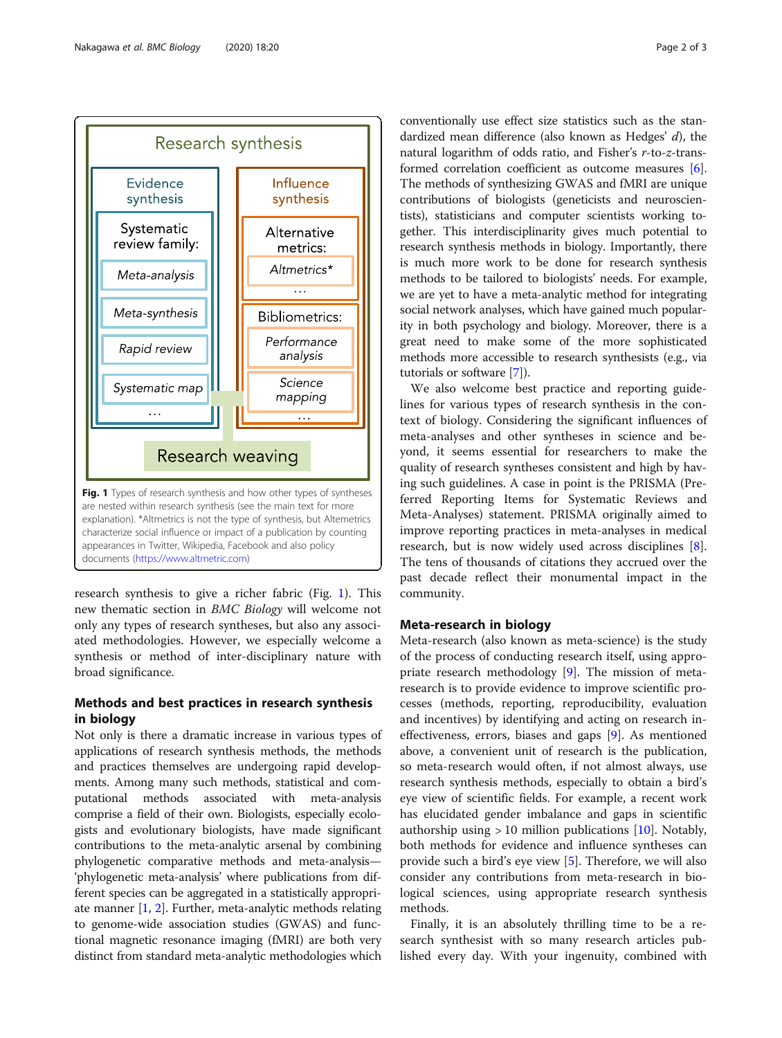Fig. 1 Types of research synthesis and how other types of syntheses are nested within research synthesis (see the main text for more explanation). *Altmetrics is not the type of synthesis, but Altemetrics characterize social influence or impact of a publication by counting appearances in Twitter, Wikipedia, Facebook and also policy documents (https://www.altmetric.com)

research synthesis to give a richer fabric (Fig. 1). This new thematic section in *BMC Biology* will welcome not only any types of research syntheses, but also any associated methodologies. However, we especially welcome a synthesis or method of inter-disciplinary nature with broad significance.

## Methods and best practices in research synthesis in biology

Not only is there a dramatic increase in various types of applications of research synthesis methods, the methods and practices themselves are undergoing rapid developments. Among many such methods, statistical and computational methods associated with meta-analysis comprise a field of their own. Biologists, especially ecologists and evolutionary biologists, have made significant contributions to the meta-analytic arsenal by combining phylogenetic comparative methods and meta-analysis—'phylogenetic meta-analysis' where publications from different species can be aggregated in a statistically appropriate manner [1, 2]. Further, meta-analytic methods relating to genome-wide association studies (GWAS) and functional magnetic resonance imaging (fMRI) are both very distinct from standard meta-analytic methodologies which conventionally use effect size statistics such as the standardized mean difference (also known as Hedges' $d$), the natural logarithm of odds ratio, and Fisher's $r$-to-$z$-transformed correlation coefficient as outcome measures [6]. The methods of synthesizing GWAS and fMRI are unique contributions of biologists (geneticists and neuroscientists), statisticians and computer scientists working together. This interdisciplinarity gives much potential to research synthesis methods in biology. Importantly, there is much more work to be done for research synthesis methods to be tailored to biologists' needs. For example, we are yet to have a meta-analytic method for integrating social network analyses, which have gained much popularity in both psychology and biology. Moreover, there is a great need to make some of the more sophisticated methods more accessible to research synthesists (e.g., via tutorials or software [7]).

We also welcome best practice and reporting guidelines for various types of research synthesis in the context of biology. Considering the significant influences of meta-analyses and other syntheses in science and beyond, it seems essential for researchers to make the quality of research syntheses consistent and high by having such guidelines. A case in point is the PRISMA (Preferred Reporting Items for Systematic Reviews and Meta-Analyses) statement. PRISMA originally aimed to improve reporting practices in meta-analyses in medical research, but is now widely used across disciplines [8]. The tens of thousands of citations they accrued over the past decade reflect their monumental impact in the community.

## Meta-research in biology

Meta-research (also known as meta-science) is the study of the process of conducting research itself, using appropriate research methodology [9]. The mission of meta-research is to provide evidence to improve scientific processes (methods, reporting, reproducibility, evaluation and incentives) by identifying and acting on research ineffectiveness, errors, biases and gaps [9]. As mentioned above, a convenient unit of research is the publication, so meta-research would often, if not almost always, use research synthesis methods, especially to obtain a bird's eye view of scientific fields. For example, a recent work has elucidated gender imbalance and gaps in scientific authorship using > 10 million publications [10]. Notably, both methods for evidence and influence syntheses can provide such a bird's eye view [5]. Therefore, we will also consider any contributions from meta-research in biological sciences, using appropriate research synthesis methods.

Finally, it is an absolutely thrilling time to be a research synthesist with so many research articles published every day. With your ingenuity, combined with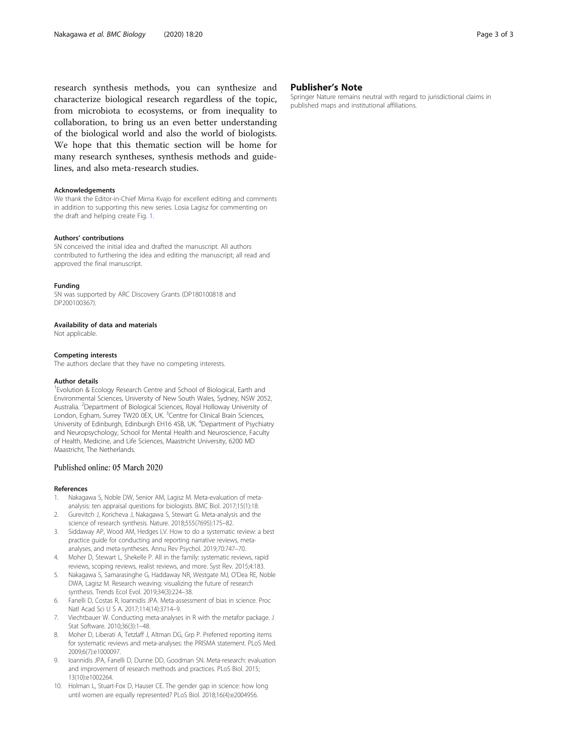research synthesis methods, you can synthesize and characterize biological research regardless of the topic, from microbiota to ecosystems, or from inequality to collaboration, to bring us an even better understanding of the biological world and also the world of biologists. We hope that this thematic section will be home for many research syntheses, synthesis methods and guidelines, and also meta-research studies.

#### Acknowledgements

We thank the Editor-in-Chief Mirna Kvajo for excellent editing and comments in addition to supporting this new series. Losia Lagisz for commenting on the draft and helping create Fig. 1.

#### Authors' contributions

SN conceived the initial idea and drafted the manuscript. All authors contributed to furthering the idea and editing the manuscript; all read and approved the final manuscript.

#### Funding

SN was supported by ARC Discovery Grants (DP180100818 and DP200100367).

#### Availability of data and materials

Not applicable.

#### Competing interests

The authors declare that they have no competing interests.

#### Author details

[1]Evolution & Ecology Research Centre and School of Biological, Earth and Environmental Sciences, University of New South Wales, Sydney, NSW 2052, Australia. [2]Department of Biological Sciences, Royal Holloway University of London, Egham, Surrey TW20 0EX, UK. [3]Centre for Clinical Brain Sciences, University of Edinburgh, Edinburgh EH16 4SB, UK. [4]Department of Psychiatry and Neuropsychology, School for Mental Health and Neuroscience, Faculty of Health, Medicine, and Life Sciences, Maastricht University, 6200 MD Maastricht, The Netherlands.

Published online: 05 March 2020

#### References

1. Nakagawa S, Noble DW, Senior AM, Lagisz M. Meta-evaluation of meta-analysis: ten appraisal questions for biologists. BMC Biol. 2017;15(1):18.
2. Gurevitch J, Koricheva J, Nakagawa S, Stewart G. Meta-analysis and the science of research synthesis. Nature. 2018;555(7695):175–82.
3. Siddaway AP, Wood AM, Hedges LV. How to do a systematic review: a best practice guide for conducting and reporting narrative reviews, meta-analyses, and meta-syntheses. Annu Rev Psychol. 2019;70:747–70.
4. Moher D, Stewart L, Shekelle P. All in the family: systematic reviews, rapid reviews, scoping reviews, realist reviews, and more. Syst Rev. 2015;4:183.
5. Nakagawa S, Samarasinghe G, Haddaway NR, Westgate MJ, O'Dea RE, Noble DWA, Lagisz M. Research weaving: visualizing the future of research synthesis. Trends Ecol Evol. 2019;34(3):224–38.
6. Fanelli D, Costas R, Ioannidis JPA. Meta-assessment of bias in science. Proc Natl Acad Sci U S A. 2017;114(14):3714–9.
7. Viechtbauer W. Conducting meta-analyses in R with the metafor package. J Stat Software. 2010;36(3):1–48.
8. Moher D, Liberati A, Tetzlaff J, Altman DG, Grp P. Preferred reporting items for systematic reviews and meta-analyses: the PRISMA statement. PLoS Med. 2009;6(7):e1000097.
9. Ioannidis JPA, Fanelli D, Dunne DD, Goodman SN. Meta-research: evaluation and improvement of research methods and practices. PLoS Biol. 2015; 13(10):e1002264.
10. Holman L, Stuart-Fox D, Hauser CE. The gender gap in science: how long until women are equally represented? PLoS Biol. 2018;16(4):e2004956.

## Publisher's Note

Springer Nature remains neutral with regard to jurisdictional claims in published maps and institutional affiliations.